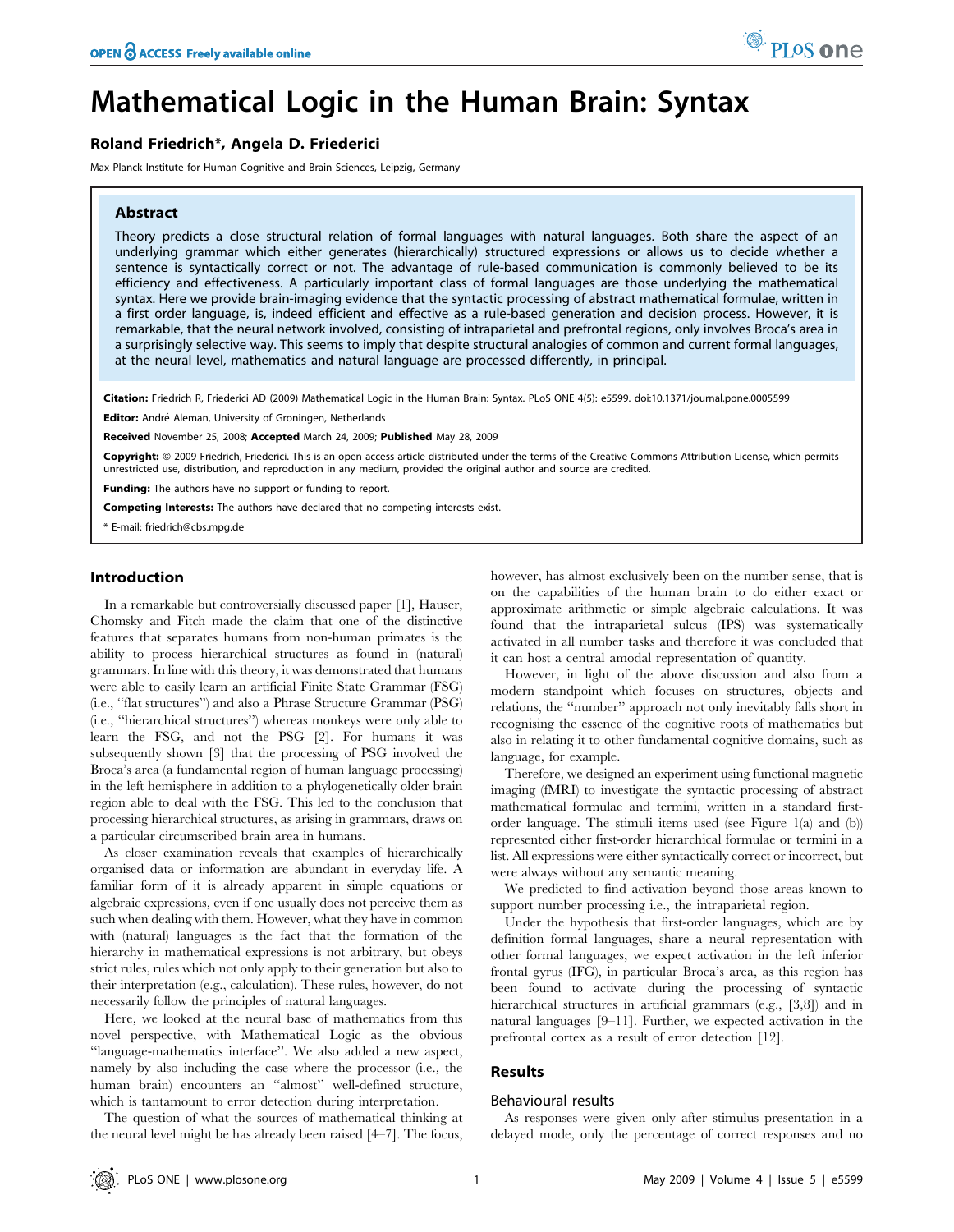# Mathematical Logic in the Human Brain: Syntax

**Roland Friedrich\*, Angela D. Friederici**

Max Planck Institute for Human Cognitive and Brain Sciences, Leipzig, Germany

## Abstract

Theory predicts a close structural relation of formal languages with natural languages. Both share the aspect of an underlying grammar which either generates (hierarchically) structured expressions or allows us to decide whether a sentence is syntactically correct or not. The advantage of rule-based communication is commonly believed to be its efficiency and effectiveness. A particularly important class of formal languages are those underlying the mathematical syntax. Here we provide brain-imaging evidence that the syntactic processing of abstract mathematical formulae, written in a first order language, is, indeed efficient and effective as a rule-based generation and decision process. However, it is remarkable, that the neural network involved, consisting of intraparietal and prefrontal regions, only involves Broca's area in a surprisingly selective way. This seems to imply that despite structural analogies of common and current formal languages, at the neural level, mathematics and natural language are processed differently, in principal.

**Citation:** Friedrich R, Friederici AD (2009) Mathematical Logic in the Human Brain: Syntax. PLoS ONE 4(5): e5599. doi:10.1371/journal.pone.0005599

**Editor:** André Aleman, University of Groningen, Netherlands

**Received** November 25, 2008; **Accepted** March 24, 2009; **Published** May 28, 2009

**Copyright:** © 2009 Friedrich, Friederici. This is an open-access article distributed under the terms of the Creative Commons Attribution License, which permits unrestricted use, distribution, and reproduction in any medium, provided the original author and source are credited.

**Funding:** The authors have no support or funding to report.

**Competing Interests:** The authors have declared that no competing interests exist.

\* E-mail: friedrich@cbs.mpg.de

## Introduction

In a remarkable but controversially discussed paper [1], Hauser, Chomsky and Fitch made the claim that one of the distinctive features that separates humans from non-human primates is the ability to process hierarchical structures as found in (natural) grammars. In line with this theory, it was demonstrated that humans were able to easily learn an artificial Finite State Grammar (FSG) (i.e., "flat structures") and also a Phrase Structure Grammar (PSG) (i.e., "hierarchical structures") whereas monkeys were only able to learn the FSG, and not the PSG [2]. For humans it was subsequently shown [3] that the processing of PSG involved the Broca's area (a fundamental region of human language processing) in the left hemisphere in addition to a phylogenetically older brain region able to deal with the FSG. This led to the conclusion that processing hierarchical structures, as arising in grammars, draws on a particular circumscribed brain area in humans.

As closer examination reveals that examples of hierarchically organised data or information are abundant in everyday life. A familiar form of it is already apparent in simple equations or algebraic expressions, even if one usually does not perceive them as such when dealing with them. However, what they have in common with (natural) languages is the fact that the formation of the hierarchy in mathematical expressions is not arbitrary, but obeys strict rules, rules which not only apply to their generation but also to their interpretation (e.g., calculation). These rules, however, do not necessarily follow the principles of natural languages.

Here, we looked at the neural base of mathematics from this novel perspective, with Mathematical Logic as the obvious "language-mathematics interface". We also added a new aspect, namely by also including the case where the processor (i.e., the human brain) encounters an "almost" well-defined structure, which is tantamount to error detection during interpretation.

The question of what the sources of mathematical thinking at the neural level might be has already been raised [4–7]. The focus, however, has almost exclusively been on the number sense, that is on the capabilities of the human brain to do either exact or approximate arithmetic or simple algebraic calculations. It was found that the intraparietal sulcus (IPS) was systematically activated in all number tasks and therefore it was concluded that it can host a central amodal representation of quantity.

However, in light of the above discussion and also from a modern standpoint which focuses on structures, objects and relations, the "number" approach not only inevitably falls short in recognising the essence of the cognitive roots of mathematics but also in relating it to other fundamental cognitive domains, such as language, for example.

Therefore, we designed an experiment using functional magnetic imaging (fMRI) to investigate the syntactic processing of abstract mathematical formulae and termini, written in a standard first-order language. The stimuli items used (see Figure 1(a) and (b)) represented either first-order hierarchical formulae or termini in a list. All expressions were either syntactically correct or incorrect, but were always without any semantic meaning.

We predicted to find activation beyond those areas known to support number processing i.e., the intraparietal region.

Under the hypothesis that first-order languages, which are by definition formal languages, share a neural representation with other formal languages, we expect activation in the left inferior frontal gyrus (IFG), in particular Broca's area, as this region has been found to activate during the processing of syntactic hierarchical structures in artificial grammars (e.g., [3,8]) and in natural languages [9–11]. Further, we expected activation in the prefrontal cortex as a result of error detection [12].

## Results

### Behavioural results

As responses were given only after stimulus presentation in a delayed mode, only the percentage of correct responses and no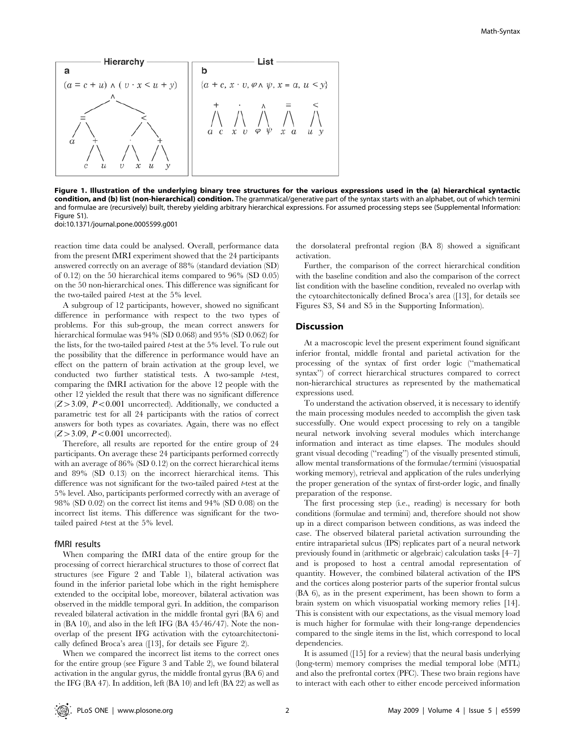**Figure 1. Illustration of the underlying binary tree structures for the various expressions used in the (a) hierarchical syntactic condition, and (b) list (non-hierarchical) condition.** The grammatical/generative part of the syntax starts with an alphabet, out of which termini and formulae are (recursively) built, thereby yielding arbitrary hierarchical expressions. For assumed processing steps see (Supplemental Information: Figure S1).
doi:10.1371/journal.pone.0005599.g001

reaction time data could be analysed. Overall, performance data from the present fMRI experiment showed that the 24 participants answered correctly on an average of 88% (standard deviation (SD) of 0.12) on the 50 hierarchical items compared to 96% (SD 0.05) on the 50 non-hierarchical ones. This difference was significant for the two-tailed paired *t*-test at the 5% level.

A subgroup of 12 participants, however, showed no significant difference in performance with respect to the two types of problems. For this sub-group, the mean correct answers for hierarchical formulae was 94% (SD 0.068) and 95% (SD 0.062) for the lists, for the two-tailed paired *t*-test at the 5% level. To rule out the possibility that the difference in performance would have an effect on the pattern of brain activation at the group level, we conducted two further statistical tests. A two-sample *t*-test, comparing the fMRI activation for the above 12 people with the other 12 yielded the result that there was no significant difference ($Z>3.09$, $P<0.001$ uncorrected). Additionally, we conducted a parametric test for all 24 participants with the ratios of correct answers for both types as covariates. Again, there was no effect ($Z>3.09$, $P<0.001$ uncorrected).

Therefore, all results are reported for the entire group of 24 participants. On average these 24 participants performed correctly with an average of 86% (SD 0.12) on the correct hierarchical items and 89% (SD 0.13) on the incorrect hierarchical items. This difference was not significant for the two-tailed paired *t*-test at the 5% level. Also, participants performed correctly with an average of 98% (SD 0.02) on the correct list items and 94% (SD 0.08) on the incorrect list items. This difference was significant for the two-tailed paired *t*-test at the 5% level.

### fMRI results

When comparing the fMRI data of the entire group for the processing of correct hierarchical structures to those of correct flat structures (see Figure 2 and Table 1), bilateral activation was found in the inferior parietal lobe which in the right hemisphere extended to the occipital lobe, moreover, bilateral activation was observed in the middle temporal gyri. In addition, the comparison revealed bilateral activation in the middle frontal gyri (BA 6) and in (BA 10), and also in the left IFG (BA 45/46/47). Note the non-overlap of the present IFG activation with the cytoarchitectonically defined Broca's area ([13], for details see Figure 2).

When we compared the incorrect list items to the correct ones for the entire group (see Figure 3 and Table 2), we found bilateral activation in the angular gyrus, the middle frontal gyrus (BA 6) and the IFG (BA 47). In addition, left (BA 10) and left (BA 22) as well as the dorsolateral prefrontal region (BA 8) showed a significant activation.

Further, the comparison of the correct hierarchical condition with the baseline condition and also the comparison of the correct list condition with the baseline condition, revealed no overlap with the cytoarchitectonically defined Broca's area ([13], for details see Figures S3, S4 and S5 in the Supporting Information).

## Discussion

At a macroscopic level the present experiment found significant inferior frontal, middle frontal and parietal activation for the processing of the syntax of first order logic ("mathematical syntax") of correct hierarchical structures compared to correct non-hierarchical structures as represented by the mathematical expressions used.

To understand the activation observed, it is necessary to identify the main processing modules needed to accomplish the given task successfully. One would expect processing to rely on a tangible neural network involving several modules which interchange information and interact as time elapses. The modules should grant visual decoding ("reading") of the visually presented stimuli, allow mental transformations of the formulae/termini (visuospatial working memory), retrieval and application of the rules underlying the proper generation of the syntax of first-order logic, and finally preparation of the response.

The first processing step (i.e., reading) is necessary for both conditions (formulae and termini) and, therefore should not show up in a direct comparison between conditions, as was indeed the case. The observed bilateral parietal activation surrounding the entire intraparietal sulcus (IPS) replicates part of a neural network previously found in (arithmetic or algebraic) calculation tasks [4–7] and is proposed to host a central amodal representation of quantity. However, the combined bilateral activation of the IPS and the cortices along posterior parts of the superior frontal sulcus (BA 6), as in the present experiment, has been shown to form a brain system on which visuospatial working memory relies [14]. This is consistent with our expectations, as the visual memory load is much higher for formulae with their long-range dependencies compared to the single items in the list, which correspond to local dependencies.

It is assumed ([15] for a review) that the neural basis underlying (long-term) memory comprises the medial temporal lobe (MTL) and also the prefrontal cortex (PFC). These two brain regions have to interact with each other to either encode perceived information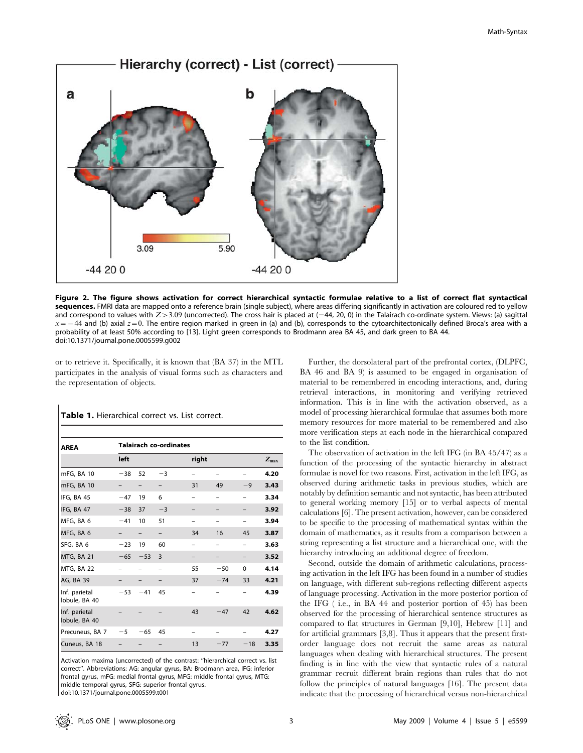**Figure 2. The figure shows activation for correct hierarchical syntactic formulae relative to a list of correct flat syntactical sequences.** FMRI data are mapped onto a reference brain (single subject), where areas differing significantly in activation are coloured red to yellow and correspond to values with $Z>3.09$ (uncorrected). The cross hair is placed at (−44, 20, 0) in the Talairach co-ordinate system. Views: (a) sagittal $x=-44$ and (b) axial $z=0$. The entire region marked in green in (a) and (b), corresponds to the cytoarchitectonically defined Broca's area with a probability of at least 50% according to [13]. Light green corresponds to Brodmann area BA 45, and dark green to BA 44.
doi:10.1371/journal.pone.0005599.g002

or to retrieve it. Specifically, it is known that (BA 37) in the MTL participates in the analysis of visual forms such as characters and the representation of objects.

**Table 1.** Hierarchical correct vs. List correct.

| AREA | Talairach co-ordinates | | | | | | |
|---|---|---|---|---|---|---|---|
| | left | | | right | | | $Z_{\max}$ |
| mFG, BA 10 | −38 | 52 | −3 | – | – | – | **4.20** |
| mFG, BA 10 | – | – | – | 31 | 49 | −9 | **3.43** |
| IFG, BA 45 | −47 | 19 | 6 | – | – | – | **3.34** |
| IFG, BA 47 | −38 | 37 | −3 | – | – | – | **3.92** |
| MFG, BA 6 | −41 | 10 | 51 | – | – | – | **3.94** |
| MFG, BA 6 | – | – | – | 34 | 16 | 45 | **3.87** |
| SFG, BA 6 | −23 | 19 | 60 | – | – | – | **3.63** |
| MTG, BA 21 | −65 | −53 | 3 | – | – | – | **3.52** |
| MTG, BA 22 | – | – | – | 55 | −50 | 0 | **4.14** |
| AG, BA 39 | – | – | – | 37 | −74 | 33 | **4.21** |
| Inf. parietal lobule, BA 40 | −53 | −41 | 45 | – | – | – | **4.39** |
| Inf. parietal lobule, BA 40 | – | – | – | 43 | −47 | 42 | **4.62** |
| Precuneus, BA 7 | −5 | −65 | 45 | – | – | – | **4.27** |
| Cuneus, BA 18 | – | – | – | 13 | −77 | −18 | **3.35** |

Activation maxima (uncorrected) of the contrast: "hierarchical correct vs. list correct". Abbreviations: AG: angular gyrus, BA: Brodmann area, IFG: inferior frontal gyrus, mFG: medial frontal gyrus, MFG: middle frontal gyrus, MTG: middle temporal gyrus, SFG: superior frontal gyrus.
doi:10.1371/journal.pone.0005599.t001

Further, the dorsolateral part of the prefrontal cortex, (DLPFC, BA 46 and BA 9) is assumed to be engaged in organisation of material to be remembered in encoding interactions, and, during retrieval interactions, in monitoring and verifying retrieved information. This is in line with the activation observed, as a model of processing hierarchical formulae that assumes both more memory resources for more material to be remembered and also more verification steps at each node in the hierarchical compared to the list condition.

The observation of activation in the left IFG (in BA 45/47) as a function of the processing of the syntactic hierarchy in abstract formulae is novel for two reasons. First, activation in the left IFG, as observed during arithmetic tasks in previous studies, which are notably by definition semantic and not syntactic, has been attributed to general working memory [15] or to verbal aspects of mental calculations [6]. The present activation, however, can be considered to be specific to the processing of mathematical syntax within the domain of mathematics, as it results from a comparison between a string representing a list structure and a hierarchical one, with the hierarchy introducing an additional degree of freedom.

Second, outside the domain of arithmetic calculations, processing activation in the left IFG has been found in a number of studies on language, with different sub-regions reflecting different aspects of language processing. Activation in the more posterior portion of the IFG ( i.e., in BA 44 and posterior portion of 45) has been observed for the processing of hierarchical sentence structures as compared to flat structures in German [9,10], Hebrew [11] and for artificial grammars [3,8]. Thus it appears that the present first-order language does not recruit the same areas as natural languages when dealing with hierarchical structures. The present finding is in line with the view that syntactic rules of a natural grammar recruit different brain regions than rules that do not follow the principles of natural languages [16]. The present data indicate that the processing of hierarchical versus non-hierarchical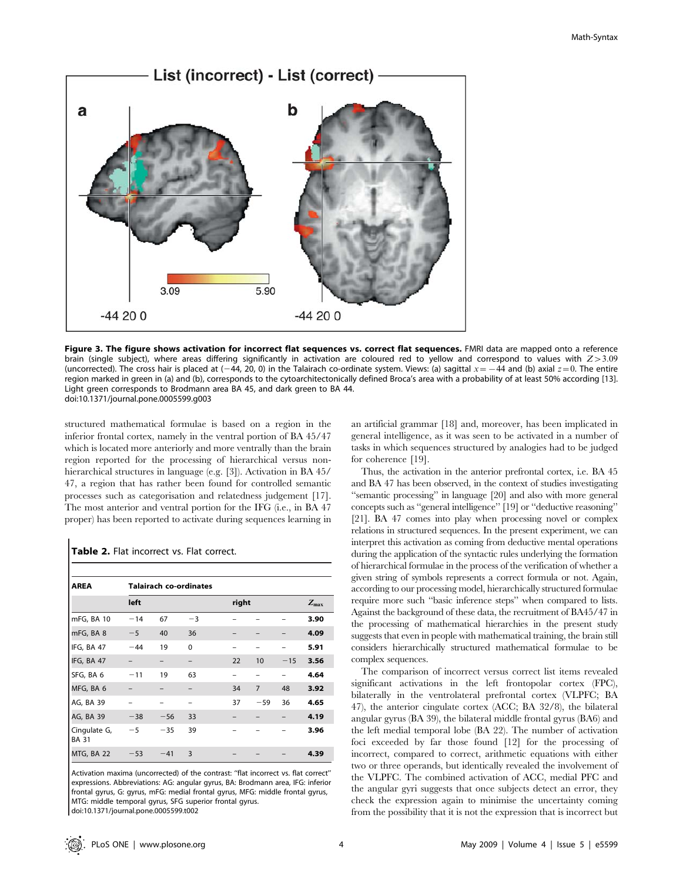**Figure 3. The figure shows activation for incorrect flat sequences vs. correct flat sequences.** FMRI data are mapped onto a reference brain (single subject), where areas differing significantly in activation are coloured red to yellow and correspond to values with $Z>3.09$ (uncorrected). The cross hair is placed at (−44, 20, 0) in the Talairach co-ordinate system. Views: (a) sagittal $x=-44$ and (b) axial $z=0$. The entire region marked in green in (a) and (b), corresponds to the cytoarchitectonically defined Broca's area with a probability of at least 50% according [13]. Light green corresponds to Brodmann area BA 45, and dark green to BA 44.
doi:10.1371/journal.pone.0005599.g003

structured mathematical formulae is based on a region in the inferior frontal cortex, namely in the ventral portion of BA 45/47 which is located more anteriorly and more ventrally than the brain region reported for the processing of hierarchical versus non-hierarchical structures in language (e.g. [3]). Activation in BA 45/47, a region that has rather been found for controlled semantic processes such as categorisation and relatedness judgement [17]. The most anterior and ventral portion for the IFG (i.e., in BA 47 proper) has been reported to activate during sequences learning in an artificial grammar [18] and, moreover, has been implicated in general intelligence, as it was seen to be activated in a number of tasks in which sequences structured by analogies had to be judged for coherence [19].

**Table 2.** Flat incorrect vs. Flat correct.

| AREA | Talairach co-ordinates | | | | | | |
|---|---|---|---|---|---|---|---|
| | left | | | right | | | $Z_{max}$ |
| mFG, BA 10 | −14 | 67 | −3 | – | – | – | **3.90** |
| mFG, BA 8 | −5 | 40 | 36 | – | – | – | **4.09** |
| IFG, BA 47 | −44 | 19 | 0 | – | – | – | **5.91** |
| IFG, BA 47 | – | – | – | 22 | 10 | −15 | **3.56** |
| SFG, BA 6 | −11 | 19 | 63 | – | – | – | **4.64** |
| MFG, BA 6 | – | – | – | 34 | 7 | 48 | **3.92** |
| AG, BA 39 | – | – | – | 37 | −59 | 36 | **4.65** |
| AG, BA 39 | −38 | −56 | 33 | – | – | – | **4.19** |
| Cingulate G, BA 31 | −5 | −35 | 39 | – | – | – | **3.96** |
| MTG, BA 22 | −53 | −41 | 3 | – | – | – | **4.39** |

Activation maxima (uncorrected) of the contrast: "flat incorrect vs. flat correct" expressions. Abbreviations: AG: angular gyrus, BA: Brodmann area, IFG: inferior frontal gyrus, G: gyrus, mFG: medial frontal gyrus, MFG: middle frontal gyrus, MTG: middle temporal gyrus, SFG superior frontal gyrus.
doi:10.1371/journal.pone.0005599.t002

Thus, the activation in the anterior prefrontal cortex, i.e. BA 45 and BA 47 has been observed, in the context of studies investigating "semantic processing" in language [20] and also with more general concepts such as "general intelligence" [19] or "deductive reasoning" [21]. BA 47 comes into play when processing novel or complex relations in structured sequences. In the present experiment, we can interpret this activation as coming from deductive mental operations during the application of the syntactic rules underlying the formation of hierarchical formulae in the process of the verification of whether a given string of symbols represents a correct formula or not. Again, according to our processing model, hierarchically structured formulae require more such "basic inference steps" when compared to lists. Against the background of these data, the recruitment of BA45/47 in the processing of mathematical hierarchies in the present study suggests that even in people with mathematical training, the brain still considers hierarchically structured mathematical formulae to be complex sequences.

The comparison of incorrect versus correct list items revealed significant activations in the left frontopolar cortex (FPC), bilaterally in the ventrolateral prefrontal cortex (VLPFC; BA 47), the anterior cingulate cortex (ACC; BA 32/8), the bilateral angular gyrus (BA 39), the bilateral middle frontal gyrus (BA6) and the left medial temporal lobe (BA 22). The number of activation foci exceeded by far those found [12] for the processing of incorrect, compared to correct, arithmetic equations with either two or three operands, but identically revealed the involvement of the VLPFC. The combined activation of ACC, medial PFC and the angular gyri suggests that once subjects detect an error, they check the expression again to minimise the uncertainty coming from the possibility that it is not the expression that is incorrect but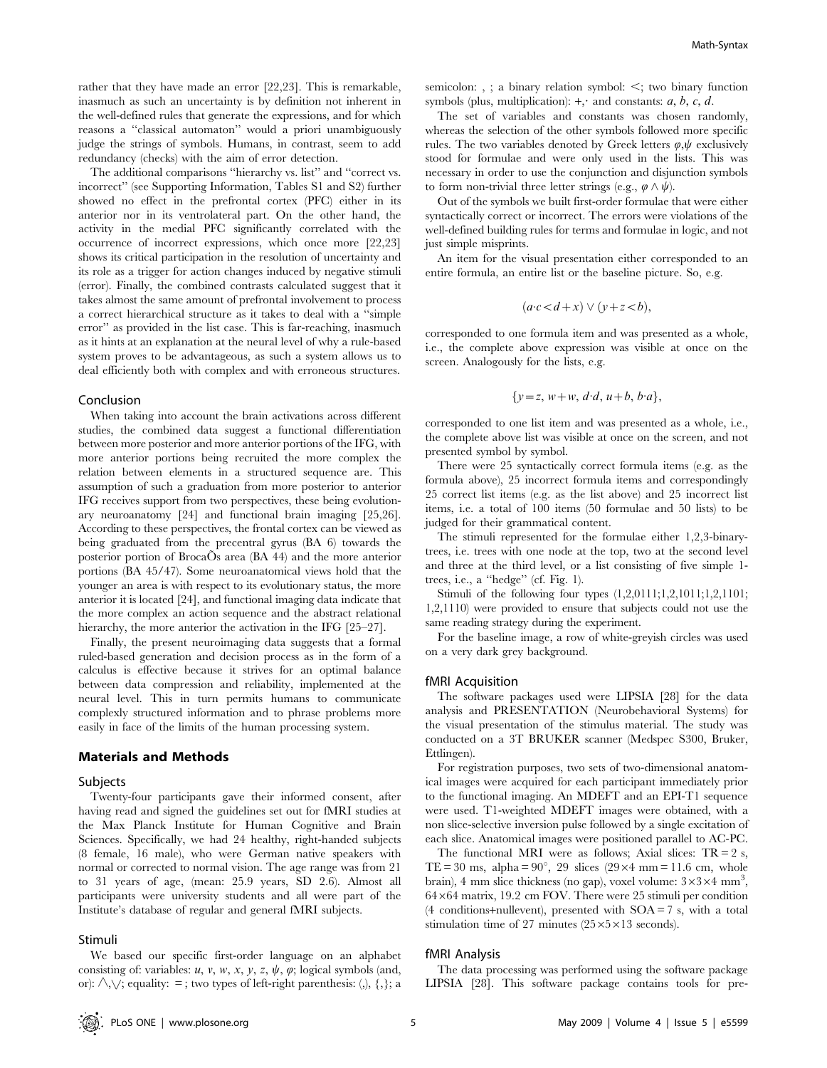rather that they have made an error [22,23]. This is remarkable, inasmuch as such an uncertainty is by definition not inherent in the well-defined rules that generate the expressions, and for which reasons a "classical automaton" would a priori unambiguously judge the strings of symbols. Humans, in contrast, seem to add redundancy (checks) with the aim of error detection.

The additional comparisons "hierarchy vs. list" and "correct vs. incorrect" (see Supporting Information, Tables S1 and S2) further showed no effect in the prefrontal cortex (PFC) either in its anterior nor in its ventrolateral part. On the other hand, the activity in the medial PFC significantly correlated with the occurrence of incorrect expressions, which once more [22,23] shows its critical participation in the resolution of uncertainty and its role as a trigger for action changes induced by negative stimuli (error). Finally, the combined contrasts calculated suggest that it takes almost the same amount of prefrontal involvement to process a correct hierarchical structure as it takes to deal with a "simple error" as provided in the list case. This is far-reaching, inasmuch as it hints at an explanation at the neural level of why a rule-based system proves to be advantageous, as such a system allows us to deal efficiently both with complex and with erroneous structures.

## Conclusion

When taking into account the brain activations across different studies, the combined data suggest a functional differentiation between more posterior and more anterior portions of the IFG, with more anterior portions being recruited the more complex the relation between elements in a structured sequence are. This assumption of such a graduation from more posterior to anterior IFG receives support from two perspectives, these being evolutionary neuroanatomy [24] and functional brain imaging [25,26]. According to these perspectives, the frontal cortex can be viewed as being graduated from the precentral gyrus (BA 6) towards the posterior portion of BrocaÕs area (BA 44) and the more anterior portions (BA 45/47). Some neuroanatomical views hold that the younger an area is with respect to its evolutionary status, the more anterior it is located [24], and functional imaging data indicate that the more complex an action sequence and the abstract relational hierarchy, the more anterior the activation in the IFG [25–27].

Finally, the present neuroimaging data suggests that a formal ruled-based generation and decision process as in the form of a calculus is effective because it strives for an optimal balance between data compression and reliability, implemented at the neural level. This in turn permits humans to communicate complexly structured information and to phrase problems more easily in face of the limits of the human processing system.

## Materials and Methods

### Subjects

Twenty-four participants gave their informed consent, after having read and signed the guidelines set out for fMRI studies at the Max Planck Institute for Human Cognitive and Brain Sciences. Specifically, we had 24 healthy, right-handed subjects (8 female, 16 male), who were German native speakers with normal or corrected to normal vision. The age range was from 21 to 31 years of age, (mean: 25.9 years, SD 2.6). Almost all participants were university students and all were part of the Institute's database of regular and general fMRI subjects.

### Stimuli

We based our specific first-order language on an alphabet consisting of: variables: $u$, $v$, $w$, $x$, $y$, $z$, $\psi$, $\varphi$; logical symbols (and, or): $\wedge,\vee$; equality: $=$; two types of left-right parenthesis: (,), {,}; a semicolon: , ; a binary relation symbol: $<$; two binary function symbols (plus, multiplication): $+, \cdot$ and constants: $a$, $b$, $c$, $d$.

The set of variables and constants was chosen randomly, whereas the selection of the other symbols followed more specific rules. The two variables denoted by Greek letters $\varphi,\psi$ exclusively stood for formulae and were only used in the lists. This was necessary in order to use the conjunction and disjunction symbols to form non-trivial three letter strings (e.g., $\varphi \wedge \psi$).

Out of the symbols we built first-order formulae that were either syntactically correct or incorrect. The errors were violations of the well-defined building rules for terms and formulae in logic, and not just simple misprints.

An item for the visual presentation either corresponded to an entire formula, an entire list or the baseline picture. So, e.g.

$$(a\cdot c < d + x) \vee (y + z < b),$$

corresponded to one formula item and was presented as a whole, i.e., the complete above expression was visible at once on the screen. Analogously for the lists, e.g.

$$\{y = z,\ w + w,\ d\cdot d,\ u + b,\ b\cdot a\},$$

corresponded to one list item and was presented as a whole, i.e., the complete above list was visible at once on the screen, and not presented symbol by symbol.

There were 25 syntactically correct formula items (e.g. as the formula above), 25 incorrect formula items and correspondingly 25 correct list items (e.g. as the list above) and 25 incorrect list items, i.e. a total of 100 items (50 formulae and 50 lists) to be judged for their grammatical content.

The stimuli represented for the formulae either 1,2,3-binary-trees, i.e. trees with one node at the top, two at the second level and three at the third level, or a list consisting of five simple 1-trees, i.e., a "hedge" (cf. Fig. 1).

Stimuli of the following four types (1,2,0111;1,2,1011;1,2,1101; 1,2,1110) were provided to ensure that subjects could not use the same reading strategy during the experiment.

For the baseline image, a row of white-greyish circles was used on a very dark grey background.

### fMRI Acquisition

The software packages used were LIPSIA [28] for the data analysis and PRESENTATION (Neurobehavioral Systems) for the visual presentation of the stimulus material. The study was conducted on a 3T BRUKER scanner (Medspec S300, Bruker, Ettlingen).

For registration purposes, two sets of two-dimensional anatomical images were acquired for each participant immediately prior to the functional imaging. An MDEFT and an EPI-T1 sequence were used. T1-weighted MDEFT images were obtained, with a non slice-selective inversion pulse followed by a single excitation of each slice. Anatomical images were positioned parallel to AC-PC.

The functional MRI were as follows; Axial slices: TR = 2 s, TE = 30 ms, alpha = 90°, 29 slices ($29\times4$ mm = 11.6 cm, whole brain), 4 mm slice thickness (no gap), voxel volume: $3\times3\times4$ mm$^3$, $64\times64$ matrix, 19.2 cm FOV. There were 25 stimuli per condition (4 conditions+nullevent), presented with SOA = 7 s, with a total stimulation time of 27 minutes ($25\times5\times13$ seconds).

### fMRI Analysis

The data processing was performed using the software package LIPSIA [28]. This software package contains tools for pre-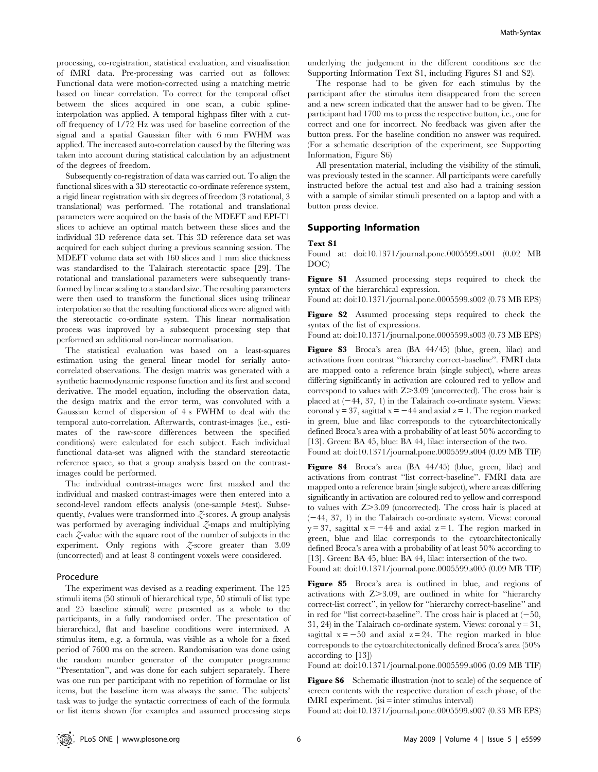processing, co-registration, statistical evaluation, and visualisation of fMRI data. Pre-processing was carried out as follows: Functional data were motion-corrected using a matching metric based on linear correlation. To correct for the temporal offset between the slices acquired in one scan, a cubic spline-interpolation was applied. A temporal highpass filter with a cut-off frequency of 1/72 Hz was used for baseline correction of the signal and a spatial Gaussian filter with 6 mm FWHM was applied. The increased auto-correlation caused by the filtering was taken into account during statistical calculation by an adjustment of the degrees of freedom.

Subsequently co-registration of data was carried out. To align the functional slices with a 3D stereotactic co-ordinate reference system, a rigid linear registration with six degrees of freedom (3 rotational, 3 translational) was performed. The rotational and translational parameters were acquired on the basis of the MDEFT and EPI-T1 slices to achieve an optimal match between these slices and the individual 3D reference data set. This 3D reference data set was acquired for each subject during a previous scanning session. The MDEFT volume data set with 160 slices and 1 mm slice thickness was standardised to the Talairach stereotactic space [29]. The rotational and translational parameters were subsequently transformed by linear scaling to a standard size. The resulting parameters were then used to transform the functional slices using trilinear interpolation so that the resulting functional slices were aligned with the stereotactic co-ordinate system. This linear normalisation process was improved by a subsequent processing step that performed an additional non-linear normalisation.

The statistical evaluation was based on a least-squares estimation using the general linear model for serially auto-correlated observations. The design matrix was generated with a synthetic haemodynamic response function and its first and second derivative. The model equation, including the observation data, the design matrix and the error term, was convoluted with a Gaussian kernel of dispersion of 4 s FWHM to deal with the temporal auto-correlation. Afterwards, contrast-images (i.e., estimates of the raw-score differences between the specified conditions) were calculated for each subject. Each individual functional data-set was aligned with the standard stereotactic reference space, so that a group analysis based on the contrast-images could be performed.

The individual contrast-images were first masked and the individual and masked contrast-images were then entered into a second-level random effects analysis (one-sample *t*-test). Subsequently, *t*-values were transformed into *Z*-scores. A group analysis was performed by averaging individual *Z*-maps and multiplying each *Z*-value with the square root of the number of subjects in the experiment. Only regions with *Z*-score greater than 3.09 (uncorrected) and at least 8 contingent voxels were considered.

### Procedure

The experiment was devised as a reading experiment. The 125 stimuli items (50 stimuli of hierarchical type, 50 stimuli of list type and 25 baseline stimuli) were presented as a whole to the participants, in a fully randomised order. The presentation of hierarchical, flat and baseline conditions were intermixed. A stimulus item, e.g. a formula, was visible as a whole for a fixed period of 7600 ms on the screen. Randomisation was done using the random number generator of the computer programme "Presentation", and was done for each subject separately. There was one run per participant with no repetition of formulae or list items, but the baseline item was always the same. The subjects' task was to judge the syntactic correctness of each of the formula or list items shown (for examples and assumed processing steps underlying the judgement in the different conditions see the Supporting Information Text S1, including Figures S1 and S2).

The response had to be given for each stimulus by the participant after the stimulus item disappeared from the screen and a new screen indicated that the answer had to be given. The participant had 1700 ms to press the respective button, i.e., one for correct and one for incorrect. No feedback was given after the button press. For the baseline condition no answer was required. (For a schematic description of the experiment, see Supporting Information, Figure S6)

All presentation material, including the visibility of the stimuli, was previously tested in the scanner. All participants were carefully instructed before the actual test and also had a training session with a sample of similar stimuli presented on a laptop and with a button press device.

## Supporting Information

**Text S1**

Found at: doi:10.1371/journal.pone.0005599.s001 (0.02 MB DOC)

**Figure S1** Assumed processing steps required to check the syntax of the hierarchical expression.
Found at: doi:10.1371/journal.pone.0005599.s002 (0.73 MB EPS)

**Figure S2** Assumed processing steps required to check the syntax of the list of expressions.
Found at: doi:10.1371/journal.pone.0005599.s003 (0.73 MB EPS)

**Figure S3** Broca's area (BA 44/45) (blue, green, lilac) and activations from contrast "hierarchy correct-baseline". FMRI data are mapped onto a reference brain (single subject), where areas differing significantly in activation are coloured red to yellow and correspond to values with Z>3.09 (uncorrected). The cross hair is placed at (−44, 37, 1) in the Talairach co-ordinate system. Views: coronal y = 37, sagittal x = −44 and axial z = 1. The region marked in green, blue and lilac corresponds to the cytoarchitectonically defined Broca's area with a probability of at least 50% according to [13]. Green: BA 45, blue: BA 44, lilac: intersection of the two.
Found at: doi:10.1371/journal.pone.0005599.s004 (0.09 MB TIF)

**Figure S4** Broca's area (BA 44/45) (blue, green, lilac) and activations from contrast "list correct-baseline". FMRI data are mapped onto a reference brain (single subject), where areas differing significantly in activation are coloured red to yellow and correspond to values with Z>3.09 (uncorrected). The cross hair is placed at (−44, 37, 1) in the Talairach co-ordinate system. Views: coronal y = 37, sagittal x = −44 and axial z = 1. The region marked in green, blue and lilac corresponds to the cytoarchitectonically defined Broca's area with a probability of at least 50% according to [13]. Green: BA 45, blue: BA 44, lilac: intersection of the two.
Found at: doi:10.1371/journal.pone.0005599.s005 (0.09 MB TIF)

**Figure S5** Broca's area is outlined in blue, and regions of activations with Z>3.09, are outlined in white for "hierarchy correct-list correct", in yellow for "hierarchy correct-baseline" and in red for "list correct-baseline". The cross hair is placed at (−50, 31, 24) in the Talairach co-ordinate system. Views: coronal y = 31, sagittal x = −50 and axial z = 24. The region marked in blue corresponds to the cytoarchitectonically defined Broca's area (50% according to [13])
Found at: doi:10.1371/journal.pone.0005599.s006 (0.09 MB TIF)

**Figure S6** Schematic illustration (not to scale) of the sequence of screen contents with the respective duration of each phase, of the fMRI experiment. (isi = inter stimulus interval)
Found at: doi:10.1371/journal.pone.0005599.s007 (0.33 MB EPS)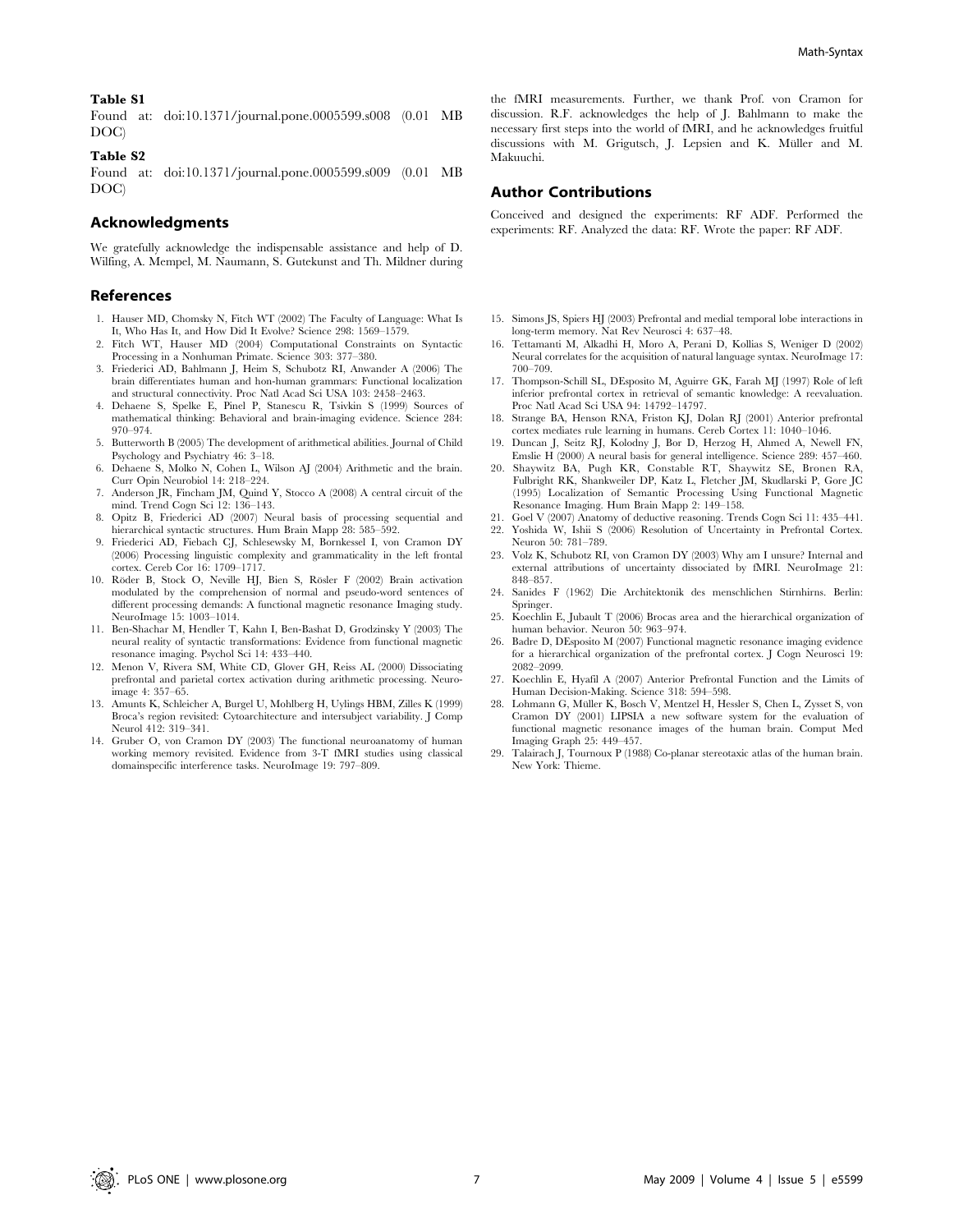**Table S1**

Found at: doi:10.1371/journal.pone.0005599.s008 (0.01 MB DOC)

**Table S2**

Found at: doi:10.1371/journal.pone.0005599.s009 (0.01 MB DOC)

## Acknowledgments

We gratefully acknowledge the indispensable assistance and help of D. Wilfing, A. Mempel, M. Naumann, S. Gutekunst and Th. Mildner during the fMRI measurements. Further, we thank Prof. von Cramon for discussion. R.F. acknowledges the help of J. Bahlmann to make the necessary first steps into the world of fMRI, and he acknowledges fruitful discussions with M. Grigutsch, J. Lepsien and K. Müller and M. Makuuchi.

## Author Contributions

Conceived and designed the experiments: RF ADF. Performed the experiments: RF. Analyzed the data: RF. Wrote the paper: RF ADF.

## References

1. Hauser MD, Chomsky N, Fitch WT (2002) The Faculty of Language: What Is It, Who Has It, and How Did It Evolve? Science 298: 1569–1579.
2. Fitch WT, Hauser MD (2004) Computational Constraints on Syntactic Processing in a Nonhuman Primate. Science 303: 377–380.
3. Friederici AD, Bahlmann J, Heim S, Schubotz RI, Anwander A (2006) The brain differentiates human and hon-human grammars: Functional localization and structural connectivity. Proc Natl Acad Sci USA 103: 2458–2463.
4. Dehaene S, Spelke E, Pinel P, Stanescu R, Tsivkin S (1999) Sources of mathematical thinking: Behavioral and brain-imaging evidence. Science 284: 970–974.
5. Butterworth B (2005) The development of arithmetical abilities. Journal of Child Psychology and Psychiatry 46: 3–18.
6. Dehaene S, Molko N, Cohen L, Wilson AJ (2004) Arithmetic and the brain. Curr Opin Neurobiol 14: 218–224.
7. Anderson JR, Fincham JM, Quind Y, Stocco A (2008) A central circuit of the mind. Trend Cogn Sci 12: 136–143.
8. Opitz B, Friederici AD (2007) Neural basis of processing sequential and hierarchical syntactic structures. Hum Brain Mapp 28: 585–592.
9. Friederici AD, Fiebach CJ, Schlesewsky M, Bornkessel I, von Cramon DY (2006) Processing linguistic complexity and grammaticality in the left frontal cortex. Cereb Cor 16: 1709–1717.
10. Röder B, Stock O, Neville HJ, Bien S, Rösler F (2002) Brain activation modulated by the comprehension of normal and pseudo-word sentences of different processing demands: A functional magnetic resonance Imaging study. NeuroImage 15: 1003–1014.
11. Ben-Shachar M, Hendler T, Kahn I, Ben-Bashat D, Grodzinsky Y (2003) The neural reality of syntactic transformations: Evidence from functional magnetic resonance imaging. Psychol Sci 14: 433–440.
12. Menon V, Rivera SM, White CD, Glover GH, Reiss AL (2000) Dissociating prefrontal and parietal cortex activation during arithmetic processing. Neuroimage 4: 357–65.
13. Amunts K, Schleicher A, Burgel U, Mohlberg H, Uylings HBM, Zilles K (1999) Broca's region revisited: Cytoarchitecture and intersubject variability. J Comp Neurol 412: 319–341.
14. Gruber O, von Cramon DY (2003) The functional neuroanatomy of human working memory revisited. Evidence from 3-T fMRI studies using classical domainspecific interference tasks. NeuroImage 19: 797–809.
15. Simons JS, Spiers HJ (2003) Prefrontal and medial temporal lobe interactions in long-term memory. Nat Rev Neurosci 4: 637–48.
16. Tettamanti M, Alkadhi H, Moro A, Perani D, Kollias S, Weniger D (2002) Neural correlates for the acquisition of natural language syntax. NeuroImage 17: 700–709.
17. Thompson-Schill SL, DEsposito M, Aguirre GK, Farah MJ (1997) Role of left inferior prefrontal cortex in retrieval of semantic knowledge: A reevaluation. Proc Natl Acad Sci USA 94: 14792–14797.
18. Strange BA, Henson RNA, Friston KJ, Dolan RJ (2001) Anterior prefrontal cortex mediates rule learning in humans. Cereb Cortex 11: 1040–1046.
19. Duncan J, Seitz RJ, Kolodny J, Bor D, Herzog H, Ahmed A, Newell FN, Emslie H (2000) A neural basis for general intelligence. Science 289: 457–460.
20. Shaywitz BA, Pugh KR, Constable RT, Shaywitz SE, Bronen RA, Fulbright RK, Shankweiler DP, Katz L, Fletcher JM, Skudlarski P, Gore JC (1995) Localization of Semantic Processing Using Functional Magnetic Resonance Imaging. Hum Brain Mapp 2: 149–158.
21. Goel V (2007) Anatomy of deductive reasoning. Trends Cogn Sci 11: 435–441.
22. Yoshida W, Ishii S (2006) Resolution of Uncertainty in Prefrontal Cortex. Neuron 50: 781–789.
23. Volz K, Schubotz RI, von Cramon DY (2003) Why am I unsure? Internal and external attributions of uncertainty dissociated by fMRI. NeuroImage 21: 848–857.
24. Sanides F (1962) Die Architektonik des menschlichen Stirnhirns. Berlin: Springer.
25. Koechlin E, Jubault T (2006) Brocas area and the hierarchical organization of human behavior. Neuron 50: 963–974.
26. Badre D, DEsposito M (2007) Functional magnetic resonance imaging evidence for a hierarchical organization of the prefrontal cortex. J Cogn Neurosci 19: 2082–2099.
27. Koechlin E, Hyafil A (2007) Anterior Prefrontal Function and the Limits of Human Decision-Making. Science 318: 594–598.
28. Lohmann G, Müller K, Bosch V, Mentzel H, Hessler S, Chen L, Zysset S, von Cramon DY (2001) LIPSIA a new software system for the evaluation of functional magnetic resonance images of the human brain. Comput Med Imaging Graph 25: 449–457.
29. Talairach J, Tournoux P (1988) Co-planar stereotaxic atlas of the human brain. New York: Thieme.